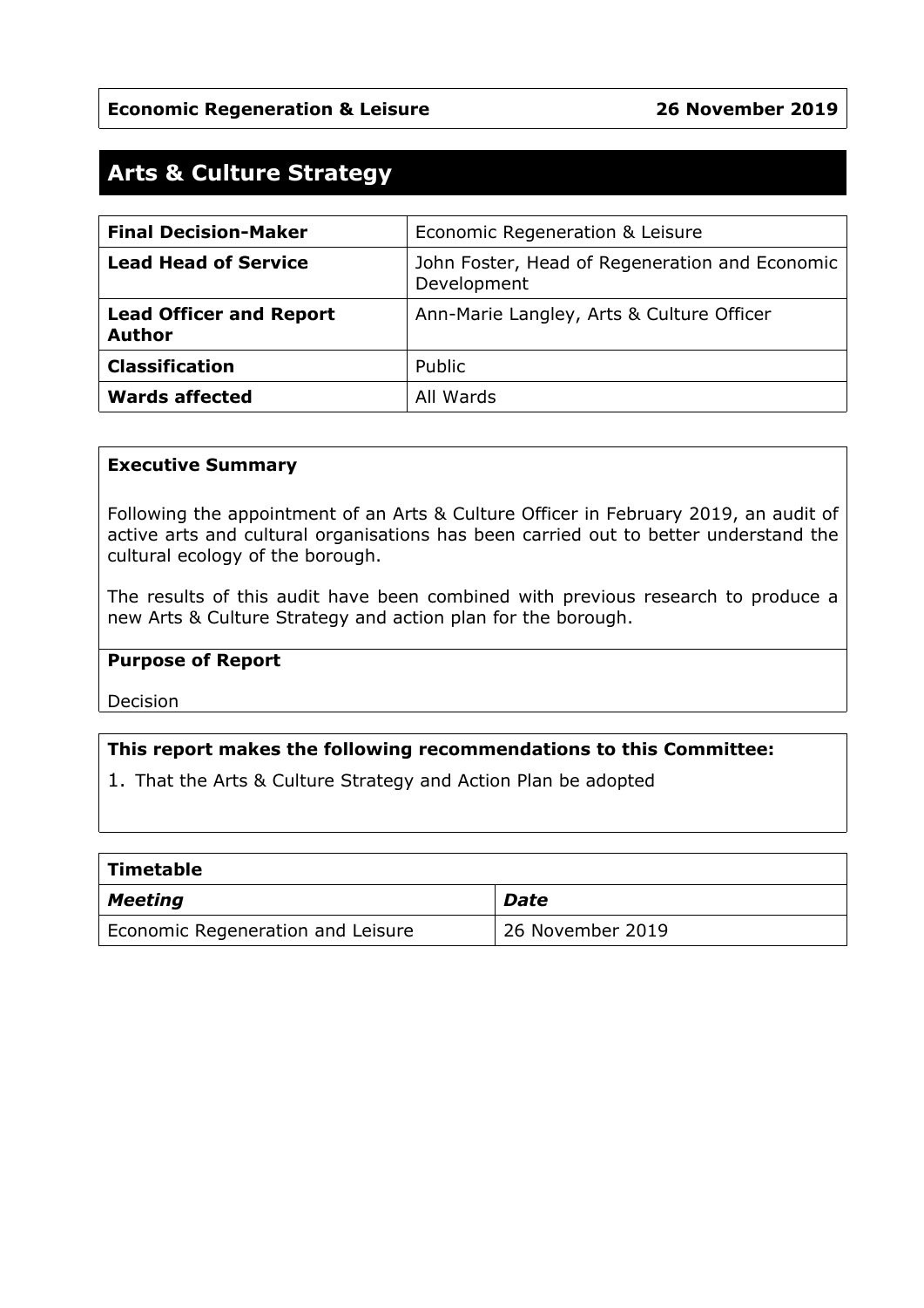| **Economic Regeneration & Leisure** | **26 November 2019** |
|---|---|

# Arts & Culture Strategy

| | |
|---|---|
| **Final Decision-Maker** | Economic Regeneration & Leisure |
| **Lead Head of Service** | John Foster, Head of Regeneration and Economic Development |
| **Lead Officer and Report Author** | Ann-Marie Langley, Arts & Culture Officer |
| **Classification** | Public |
| **Wards affected** | All Wards |

**Executive Summary**

Following the appointment of an Arts & Culture Officer in February 2019, an audit of active arts and cultural organisations has been carried out to better understand the cultural ecology of the borough.

The results of this audit have been combined with previous research to produce a new Arts & Culture Strategy and action plan for the borough.

**Purpose of Report**

Decision

**This report makes the following recommendations to this Committee:**

1. That the Arts & Culture Strategy and Action Plan be adopted

| **Timetable** | |
|---|---|
| ***Meeting*** | ***Date*** |
| Economic Regeneration and Leisure | 26 November 2019 |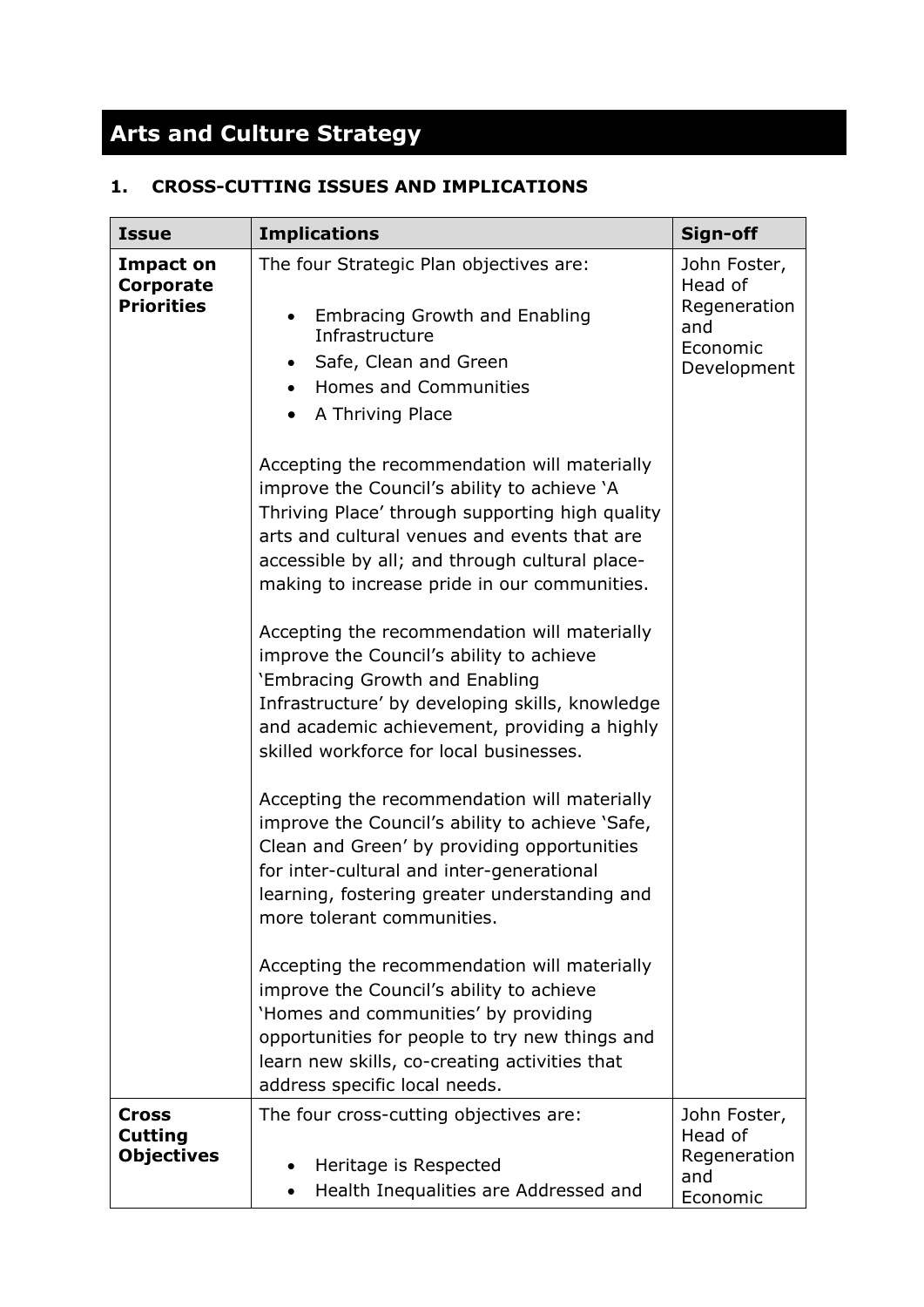# Arts and Culture Strategy

## 1. CROSS-CUTTING ISSUES AND IMPLICATIONS

| Issue | Implications | Sign-off |
|---|---|---|
| **Impact on Corporate Priorities** | The four Strategic Plan objectives are:<br><br>• Embracing Growth and Enabling Infrastructure<br>• Safe, Clean and Green<br>• Homes and Communities<br>• A Thriving Place<br><br>Accepting the recommendation will materially improve the Council's ability to achieve 'A Thriving Place' through supporting high quality arts and cultural venues and events that are accessible by all; and through cultural place-making to increase pride in our communities.<br><br>Accepting the recommendation will materially improve the Council's ability to achieve 'Embracing Growth and Enabling Infrastructure' by developing skills, knowledge and academic achievement, providing a highly skilled workforce for local businesses.<br><br>Accepting the recommendation will materially improve the Council's ability to achieve 'Safe, Clean and Green' by providing opportunities for inter-cultural and inter-generational learning, fostering greater understanding and more tolerant communities.<br><br>Accepting the recommendation will materially improve the Council's ability to achieve 'Homes and communities' by providing opportunities for people to try new things and learn new skills, co-creating activities that address specific local needs. | John Foster, Head of Regeneration and Economic Development |
| **Cross Cutting Objectives** | The four cross-cutting objectives are:<br><br>• Heritage is Respected<br>• Health Inequalities are Addressed and | John Foster, Head of Regeneration and Economic |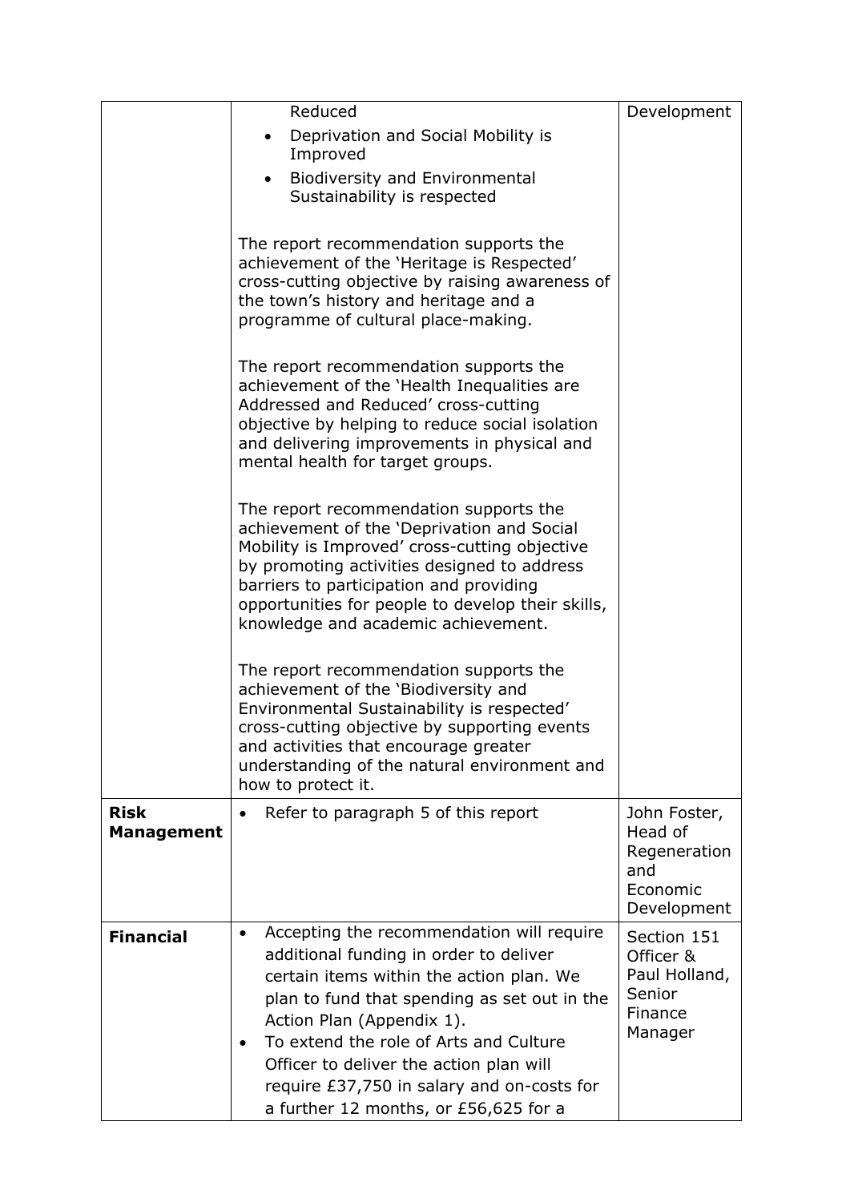| | | |
|---|---|---|
| | Reduced<br>• Deprivation and Social Mobility is Improved<br>• Biodiversity and Environmental Sustainability is respected<br><br>The report recommendation supports the achievement of the 'Heritage is Respected' cross-cutting objective by raising awareness of the town's history and heritage and a programme of cultural place-making.<br><br>The report recommendation supports the achievement of the 'Health Inequalities are Addressed and Reduced' cross-cutting objective by helping to reduce social isolation and delivering improvements in physical and mental health for target groups.<br><br>The report recommendation supports the achievement of the 'Deprivation and Social Mobility is Improved' cross-cutting objective by promoting activities designed to address barriers to participation and providing opportunities for people to develop their skills, knowledge and academic achievement.<br><br>The report recommendation supports the achievement of the 'Biodiversity and Environmental Sustainability is respected' cross-cutting objective by supporting events and activities that encourage greater understanding of the natural environment and how to protect it. | Development |
| **Risk Management** | • Refer to paragraph 5 of this report | John Foster, Head of Regeneration and Economic Development |
| **Financial** | • Accepting the recommendation will require additional funding in order to deliver certain items within the action plan. We plan to fund that spending as set out in the Action Plan (Appendix 1).<br>• To extend the role of Arts and Culture Officer to deliver the action plan will require £37,750 in salary and on-costs for a further 12 months, or £56,625 for a | Section 151 Officer & Paul Holland, Senior Finance Manager |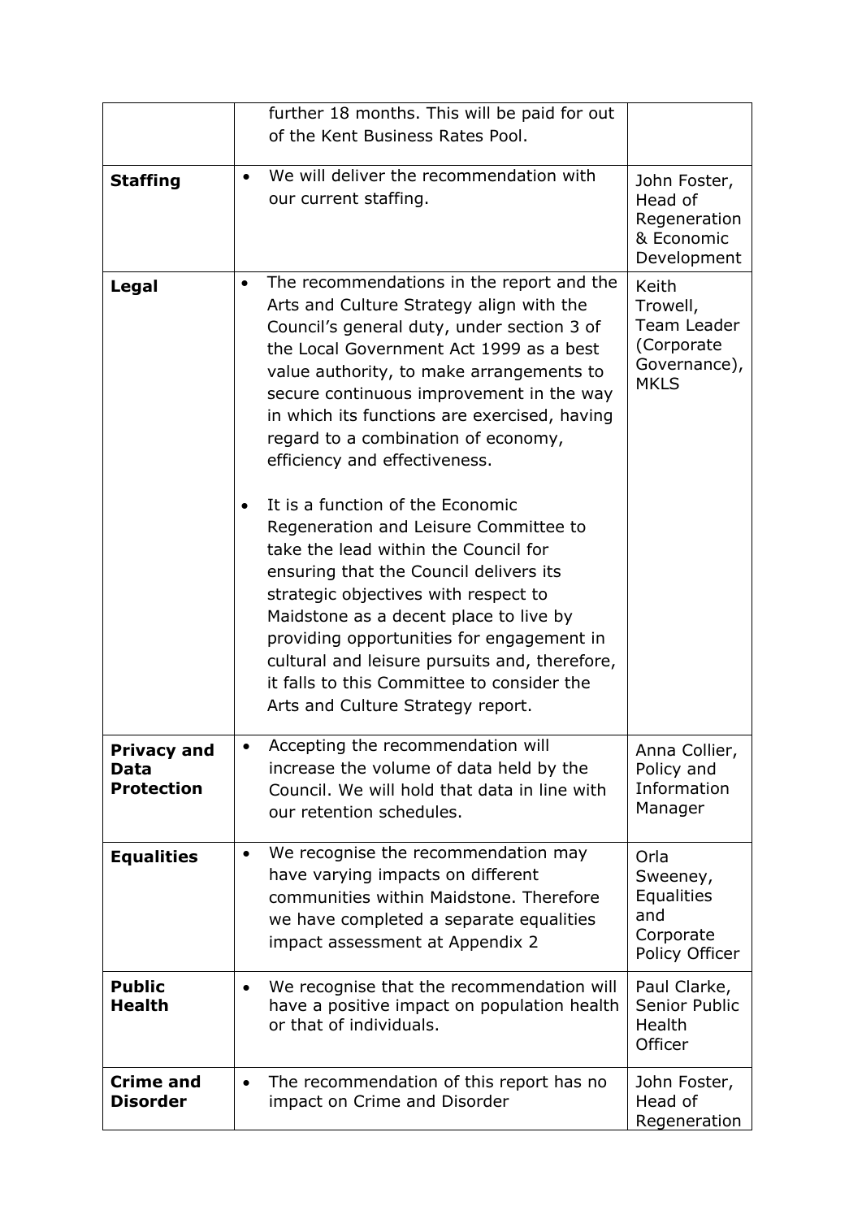|  |  |  |
|---|---|---|
|  | further 18 months. This will be paid for out of the Kent Business Rates Pool. |  |
| **Staffing** | • We will deliver the recommendation with our current staffing. | John Foster, Head of Regeneration & Economic Development |
| **Legal** | • The recommendations in the report and the Arts and Culture Strategy align with the Council's general duty, under section 3 of the Local Government Act 1999 as a best value authority, to make arrangements to secure continuous improvement in the way in which its functions are exercised, having regard to a combination of economy, efficiency and effectiveness.<br><br>• It is a function of the Economic Regeneration and Leisure Committee to take the lead within the Council for ensuring that the Council delivers its strategic objectives with respect to Maidstone as a decent place to live by providing opportunities for engagement in cultural and leisure pursuits and, therefore, it falls to this Committee to consider the Arts and Culture Strategy report. | Keith Trowell, Team Leader (Corporate Governance), MKLS |
| **Privacy and Data Protection** | • Accepting the recommendation will increase the volume of data held by the Council. We will hold that data in line with our retention schedules. | Anna Collier, Policy and Information Manager |
| **Equalities** | • We recognise the recommendation may have varying impacts on different communities within Maidstone. Therefore we have completed a separate equalities impact assessment at Appendix 2 | Orla Sweeney, Equalities and Corporate Policy Officer |
| **Public Health** | • We recognise that the recommendation will have a positive impact on population health or that of individuals. | Paul Clarke, Senior Public Health Officer |
| **Crime and Disorder** | • The recommendation of this report has no impact on Crime and Disorder | John Foster, Head of Regeneration |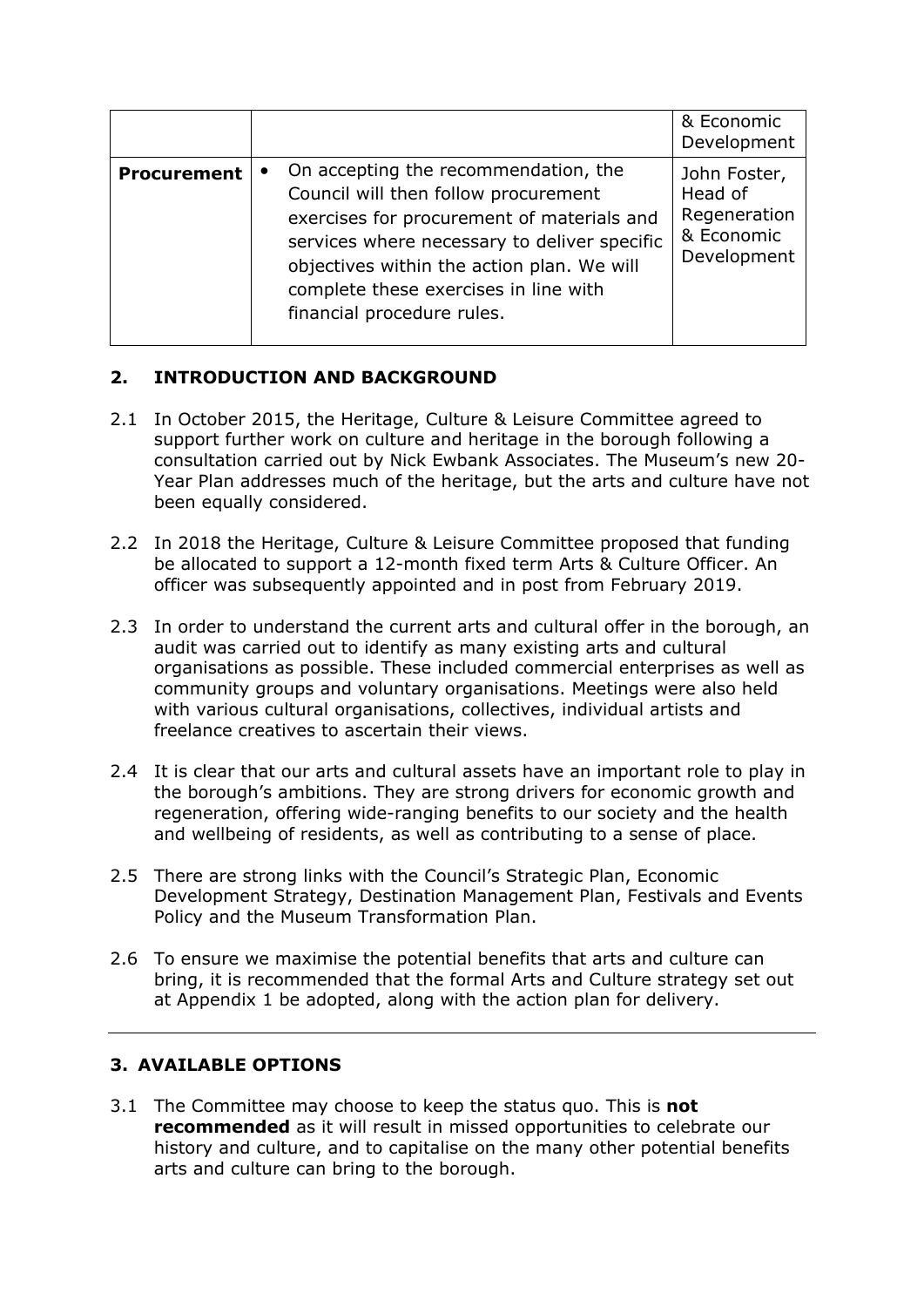| | | & Economic Development |
|---|---|---|
| **Procurement** | • On accepting the recommendation, the Council will then follow procurement exercises for procurement of materials and services where necessary to deliver specific objectives within the action plan. We will complete these exercises in line with financial procedure rules. | John Foster, Head of Regeneration & Economic Development |

## 2. INTRODUCTION AND BACKGROUND

2.1 In October 2015, the Heritage, Culture & Leisure Committee agreed to support further work on culture and heritage in the borough following a consultation carried out by Nick Ewbank Associates. The Museum's new 20-Year Plan addresses much of the heritage, but the arts and culture have not been equally considered.

2.2 In 2018 the Heritage, Culture & Leisure Committee proposed that funding be allocated to support a 12-month fixed term Arts & Culture Officer. An officer was subsequently appointed and in post from February 2019.

2.3 In order to understand the current arts and cultural offer in the borough, an audit was carried out to identify as many existing arts and cultural organisations as possible. These included commercial enterprises as well as community groups and voluntary organisations. Meetings were also held with various cultural organisations, collectives, individual artists and freelance creatives to ascertain their views.

2.4 It is clear that our arts and cultural assets have an important role to play in the borough's ambitions. They are strong drivers for economic growth and regeneration, offering wide-ranging benefits to our society and the health and wellbeing of residents, as well as contributing to a sense of place.

2.5 There are strong links with the Council's Strategic Plan, Economic Development Strategy, Destination Management Plan, Festivals and Events Policy and the Museum Transformation Plan.

2.6 To ensure we maximise the potential benefits that arts and culture can bring, it is recommended that the formal Arts and Culture strategy set out at Appendix 1 be adopted, along with the action plan for delivery.

---

## 3. AVAILABLE OPTIONS

3.1 The Committee may choose to keep the status quo. This is **not recommended** as it will result in missed opportunities to celebrate our history and culture, and to capitalise on the many other potential benefits arts and culture can bring to the borough.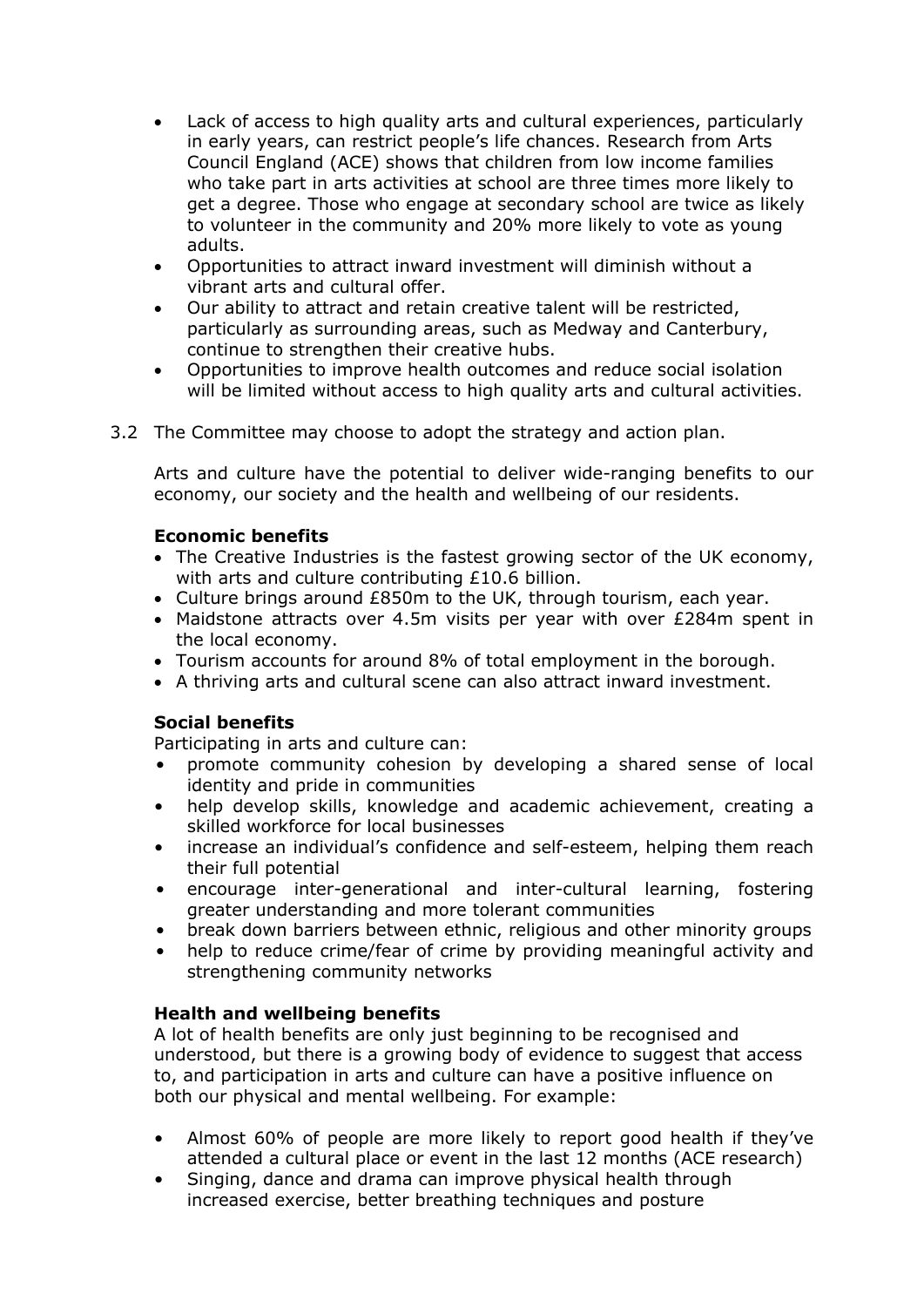- Lack of access to high quality arts and cultural experiences, particularly in early years, can restrict people's life chances. Research from Arts Council England (ACE) shows that children from low income families who take part in arts activities at school are three times more likely to get a degree. Those who engage at secondary school are twice as likely to volunteer in the community and 20% more likely to vote as young adults.
- Opportunities to attract inward investment will diminish without a vibrant arts and cultural offer.
- Our ability to attract and retain creative talent will be restricted, particularly as surrounding areas, such as Medway and Canterbury, continue to strengthen their creative hubs.
- Opportunities to improve health outcomes and reduce social isolation will be limited without access to high quality arts and cultural activities.

3.2 The Committee may choose to adopt the strategy and action plan.

Arts and culture have the potential to deliver wide-ranging benefits to our economy, our society and the health and wellbeing of our residents.

**Economic benefits**

- The Creative Industries is the fastest growing sector of the UK economy, with arts and culture contributing £10.6 billion.
- Culture brings around £850m to the UK, through tourism, each year.
- Maidstone attracts over 4.5m visits per year with over £284m spent in the local economy.
- Tourism accounts for around 8% of total employment in the borough.
- A thriving arts and cultural scene can also attract inward investment.

**Social benefits**

Participating in arts and culture can:

- promote community cohesion by developing a shared sense of local identity and pride in communities
- help develop skills, knowledge and academic achievement, creating a skilled workforce for local businesses
- increase an individual's confidence and self-esteem, helping them reach their full potential
- encourage inter-generational and inter-cultural learning, fostering greater understanding and more tolerant communities
- break down barriers between ethnic, religious and other minority groups
- help to reduce crime/fear of crime by providing meaningful activity and strengthening community networks

**Health and wellbeing benefits**

A lot of health benefits are only just beginning to be recognised and understood, but there is a growing body of evidence to suggest that access to, and participation in arts and culture can have a positive influence on both our physical and mental wellbeing. For example:

- Almost 60% of people are more likely to report good health if they've attended a cultural place or event in the last 12 months (ACE research)
- Singing, dance and drama can improve physical health through increased exercise, better breathing techniques and posture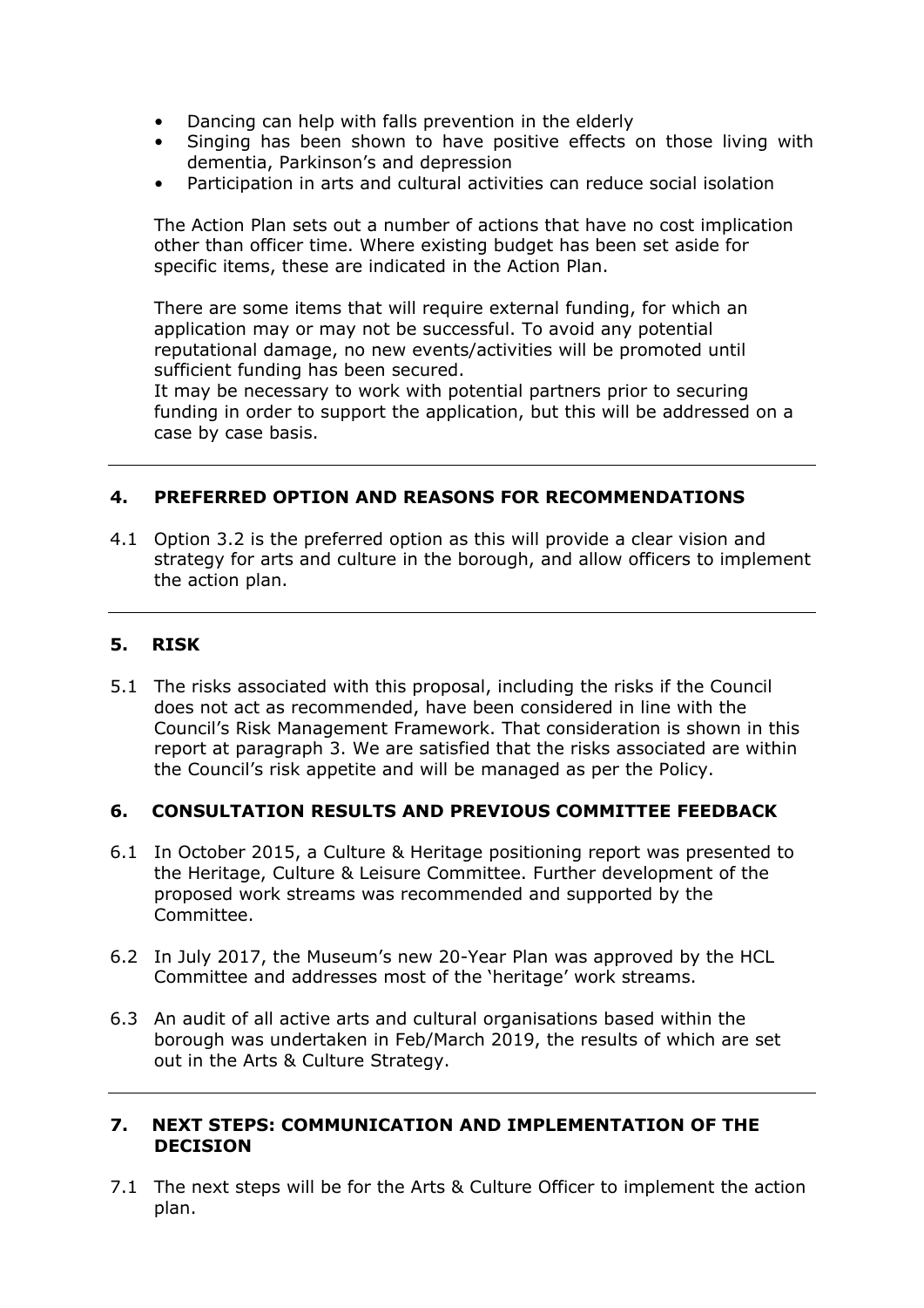- Dancing can help with falls prevention in the elderly
- Singing has been shown to have positive effects on those living with dementia, Parkinson's and depression
- Participation in arts and cultural activities can reduce social isolation

The Action Plan sets out a number of actions that have no cost implication other than officer time. Where existing budget has been set aside for specific items, these are indicated in the Action Plan.

There are some items that will require external funding, for which an application may or may not be successful. To avoid any potential reputational damage, no new events/activities will be promoted until sufficient funding has been secured.
It may be necessary to work with potential partners prior to securing funding in order to support the application, but this will be addressed on a case by case basis.

## 4. PREFERRED OPTION AND REASONS FOR RECOMMENDATIONS

4.1 Option 3.2 is the preferred option as this will provide a clear vision and strategy for arts and culture in the borough, and allow officers to implement the action plan.

## 5. RISK

5.1 The risks associated with this proposal, including the risks if the Council does not act as recommended, have been considered in line with the Council's Risk Management Framework. That consideration is shown in this report at paragraph 3. We are satisfied that the risks associated are within the Council's risk appetite and will be managed as per the Policy.

## 6. CONSULTATION RESULTS AND PREVIOUS COMMITTEE FEEDBACK

6.1 In October 2015, a Culture & Heritage positioning report was presented to the Heritage, Culture & Leisure Committee. Further development of the proposed work streams was recommended and supported by the Committee.

6.2 In July 2017, the Museum's new 20-Year Plan was approved by the HCL Committee and addresses most of the 'heritage' work streams.

6.3 An audit of all active arts and cultural organisations based within the borough was undertaken in Feb/March 2019, the results of which are set out in the Arts & Culture Strategy.

## 7. NEXT STEPS: COMMUNICATION AND IMPLEMENTATION OF THE DECISION

7.1 The next steps will be for the Arts & Culture Officer to implement the action plan.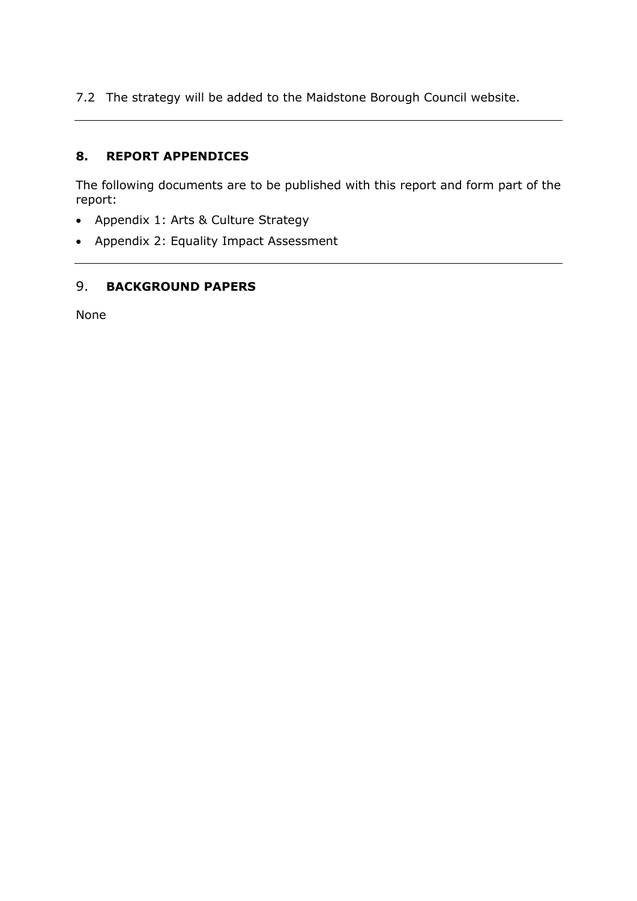7.2 The strategy will be added to the Maidstone Borough Council website.

---

## 8. REPORT APPENDICES

The following documents are to be published with this report and form part of the report:

- Appendix 1: Arts & Culture Strategy
- Appendix 2: Equality Impact Assessment

---

## 9. BACKGROUND PAPERS

None